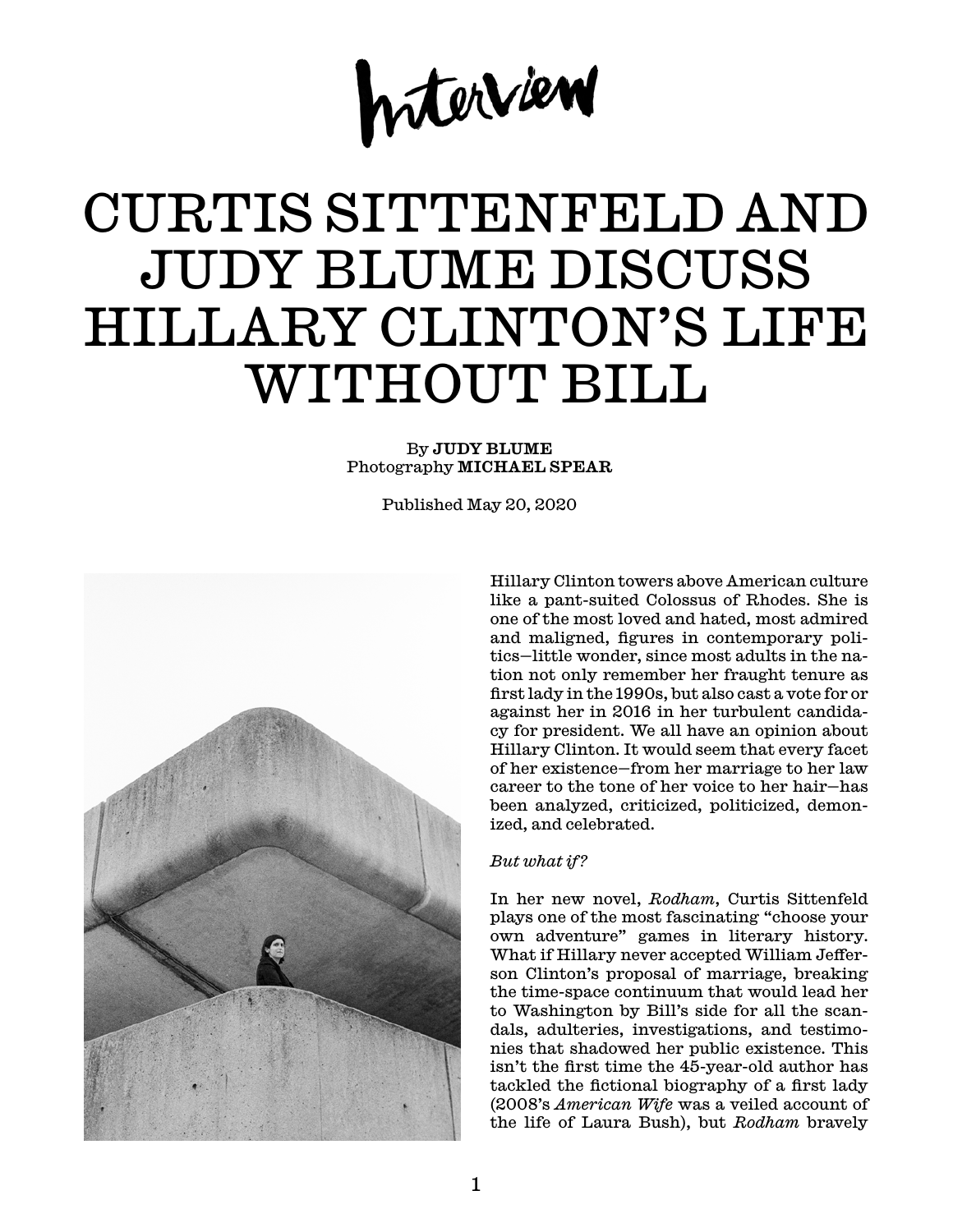Interview

# CURTIS SITTENFELD AND JUDY BLUME DISCUSS HILLARY CLINTON'S LIFE WITHOUT BILL

By **JUDY BLUME**
Photography **MICHAEL SPEAR**

Published May 20, 2020

Hillary Clinton towers above American culture like a pant-suited Colossus of Rhodes. She is one of the most loved and hated, most admired and maligned, figures in contemporary politics—little wonder, since most adults in the nation not only remember her fraught tenure as first lady in the 1990s, but also cast a vote for or against her in 2016 in her turbulent candidacy for president. We all have an opinion about Hillary Clinton. It would seem that every facet of her existence—from her marriage to her law career to the tone of her voice to her hair—has been analyzed, criticized, politicized, demonized, and celebrated.

*But what if?*

In her new novel, *Rodham*, Curtis Sittenfeld plays one of the most fascinating "choose your own adventure" games in literary history. What if Hillary never accepted William Jefferson Clinton's proposal of marriage, breaking the time-space continuum that would lead her to Washington by Bill's side for all the scandals, adulteries, investigations, and testimonies that shadowed her public existence. This isn't the first time the 45-year-old author has tackled the fictional biography of a first lady (2008's *American Wife* was a veiled account of the life of Laura Bush), but *Rodham* bravely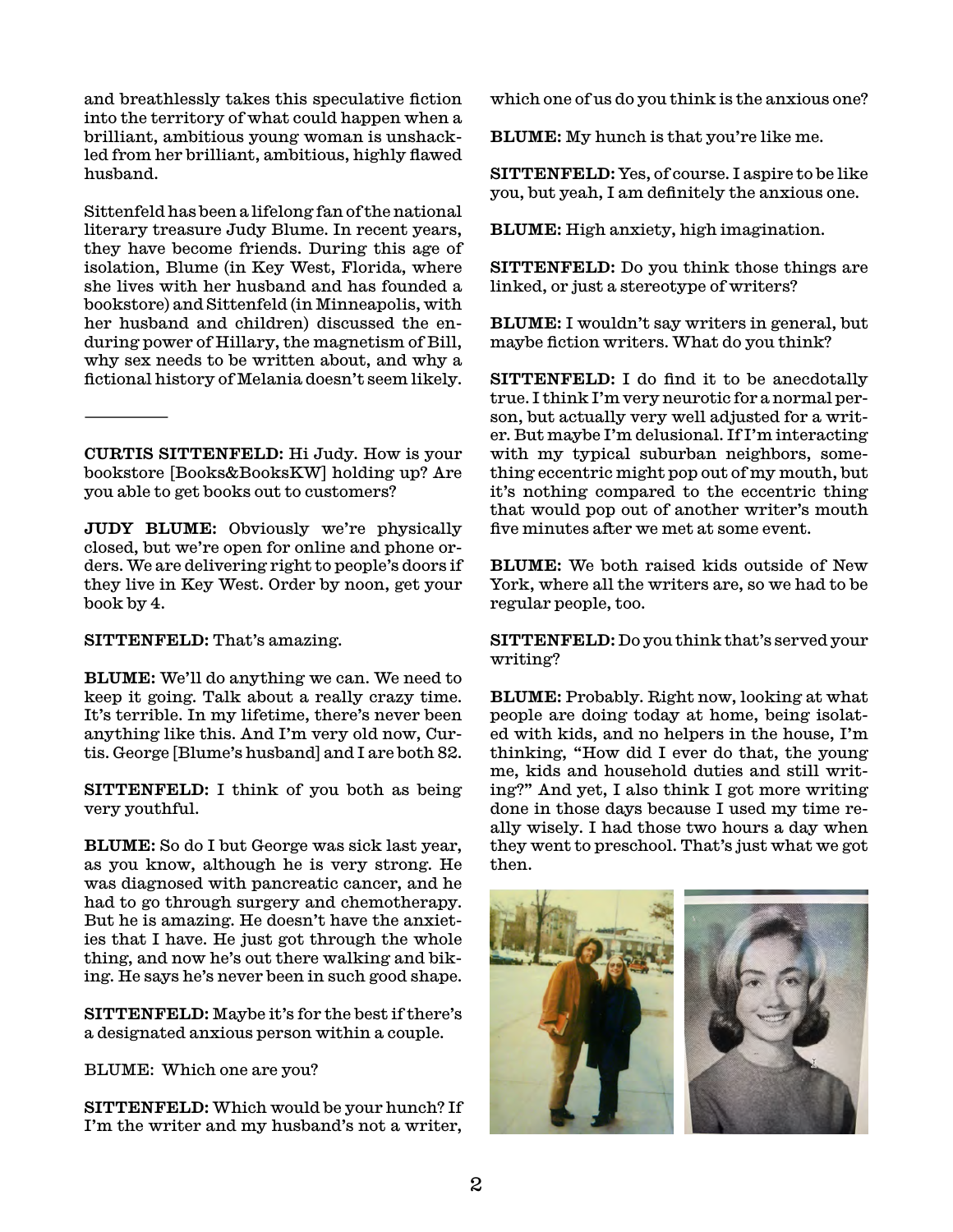and breathlessly takes this speculative fiction into the territory of what could happen when a brilliant, ambitious young woman is unshackled from her brilliant, ambitious, highly flawed husband.

Sittenfeld has been a lifelong fan of the national literary treasure Judy Blume. In recent years, they have become friends. During this age of isolation, Blume (in Key West, Florida, where she lives with her husband and has founded a bookstore) and Sittenfeld (in Minneapolis, with her husband and children) discussed the enduring power of Hillary, the magnetism of Bill, why sex needs to be written about, and why a fictional history of Melania doesn't seem likely.

---

**CURTIS SITTENFELD:** Hi Judy. How is your bookstore [Books&BooksKW] holding up? Are you able to get books out to customers?

**JUDY BLUME:** Obviously we're physically closed, but we're open for online and phone orders. We are delivering right to people's doors if they live in Key West. Order by noon, get your book by 4.

**SITTENFELD:** That's amazing.

**BLUME:** We'll do anything we can. We need to keep it going. Talk about a really crazy time. It's terrible. In my lifetime, there's never been anything like this. And I'm very old now, Curtis. George [Blume's husband] and I are both 82.

**SITTENFELD:** I think of you both as being very youthful.

**BLUME:** So do I but George was sick last year, as you know, although he is very strong. He was diagnosed with pancreatic cancer, and he had to go through surgery and chemotherapy. But he is amazing. He doesn't have the anxieties that I have. He just got through the whole thing, and now he's out there walking and biking. He says he's never been in such good shape.

**SITTENFELD:** Maybe it's for the best if there's a designated anxious person within a couple.

BLUME: Which one are you?

**SITTENFELD:** Which would be your hunch? If I'm the writer and my husband's not a writer, which one of us do you think is the anxious one?

**BLUME:** My hunch is that you're like me.

**SITTENFELD:** Yes, of course. I aspire to be like you, but yeah, I am definitely the anxious one.

**BLUME:** High anxiety, high imagination.

**SITTENFELD:** Do you think those things are linked, or just a stereotype of writers?

**BLUME:** I wouldn't say writers in general, but maybe fiction writers. What do you think?

**SITTENFELD:** I do find it to be anecdotally true. I think I'm very neurotic for a normal person, but actually very well adjusted for a writer. But maybe I'm delusional. If I'm interacting with my typical suburban neighbors, something eccentric might pop out of my mouth, but it's nothing compared to the eccentric thing that would pop out of another writer's mouth five minutes after we met at some event.

**BLUME:** We both raised kids outside of New York, where all the writers are, so we had to be regular people, too.

**SITTENFELD:** Do you think that's served your writing?

**BLUME:** Probably. Right now, looking at what people are doing today at home, being isolated with kids, and no helpers in the house, I'm thinking, "How did I ever do that, the young me, kids and household duties and still writing?" And yet, I also think I got more writing done in those days because I used my time really wisely. I had those two hours a day when they went to preschool. That's just what we got then.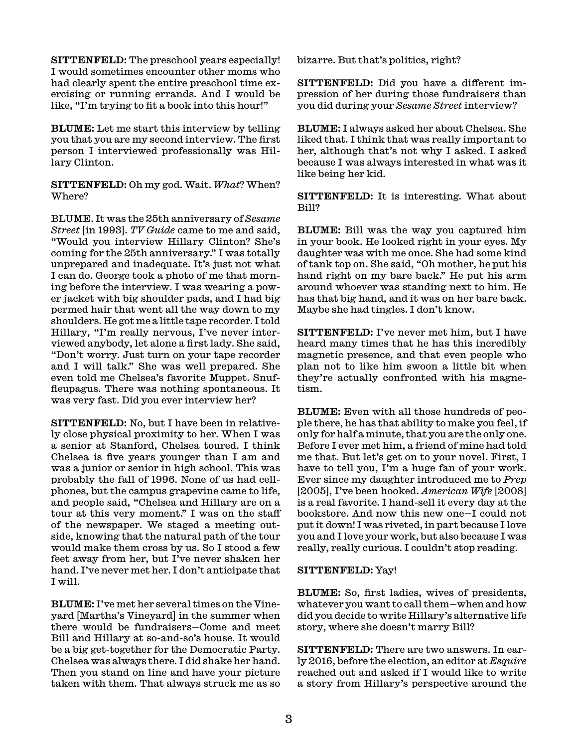**SITTENFELD:** The preschool years especially! I would sometimes encounter other moms who had clearly spent the entire preschool time exercising or running errands. And I would be like, "I'm trying to fit a book into this hour!"

**BLUME:** Let me start this interview by telling you that you are my second interview. The first person I interviewed professionally was Hillary Clinton.

**SITTENFELD:** Oh my god. Wait. *What*? When? Where?

BLUME. It was the 25th anniversary of *Sesame Street* [in 1993]. *TV Guide* came to me and said, "Would you interview Hillary Clinton? She's coming for the 25th anniversary." I was totally unprepared and inadequate. It's just not what I can do. George took a photo of me that morning before the interview. I was wearing a power jacket with big shoulder pads, and I had big permed hair that went all the way down to my shoulders. He got me a little tape recorder. I told Hillary, "I'm really nervous, I've never interviewed anybody, let alone a first lady. She said, "Don't worry. Just turn on your tape recorder and I will talk." She was well prepared. She even told me Chelsea's favorite Muppet. Snuffleupagus. There was nothing spontaneous. It was very fast. Did you ever interview her?

**SITTENFELD:** No, but I have been in relatively close physical proximity to her. When I was a senior at Stanford, Chelsea toured. I think Chelsea is five years younger than I am and was a junior or senior in high school. This was probably the fall of 1996. None of us had cellphones, but the campus grapevine came to life, and people said, "Chelsea and Hillary are on a tour at this very moment." I was on the staff of the newspaper. We staged a meeting outside, knowing that the natural path of the tour would make them cross by us. So I stood a few feet away from her, but I've never shaken her hand. I've never met her. I don't anticipate that I will.

**BLUME:** I've met her several times on the Vineyard [Martha's Vineyard] in the summer when there would be fundraisers—Come and meet Bill and Hillary at so-and-so's house. It would be a big get-together for the Democratic Party. Chelsea was always there. I did shake her hand. Then you stand on line and have your picture taken with them. That always struck me as so bizarre. But that's politics, right?

**SITTENFELD:** Did you have a different impression of her during those fundraisers than you did during your *Sesame Street* interview?

**BLUME:** I always asked her about Chelsea. She liked that. I think that was really important to her, although that's not why I asked. I asked because I was always interested in what was it like being her kid.

**SITTENFELD:** It is interesting. What about Bill?

**BLUME:** Bill was the way you captured him in your book. He looked right in your eyes. My daughter was with me once. She had some kind of tank top on. She said, "Oh mother, he put his hand right on my bare back." He put his arm around whoever was standing next to him. He has that big hand, and it was on her bare back. Maybe she had tingles. I don't know.

**SITTENFELD:** I've never met him, but I have heard many times that he has this incredibly magnetic presence, and that even people who plan not to like him swoon a little bit when they're actually confronted with his magnetism.

**BLUME:** Even with all those hundreds of people there, he has that ability to make you feel, if only for half a minute, that you are the only one. Before I ever met him, a friend of mine had told me that. But let's get on to your novel. First, I have to tell you, I'm a huge fan of your work. Ever since my daughter introduced me to *Prep* [2005], I've been hooked. *American Wife* [2008] is a real favorite. I hand-sell it every day at the bookstore. And now this new one—I could not put it down! I was riveted, in part because I love you and I love your work, but also because I was really, really curious. I couldn't stop reading.

**SITTENFELD:** Yay!

**BLUME:** So, first ladies, wives of presidents, whatever you want to call them—when and how did you decide to write Hillary's alternative life story, where she doesn't marry Bill?

**SITTENFELD:** There are two answers. In early 2016, before the election, an editor at *Esquire* reached out and asked if I would like to write a story from Hillary's perspective around the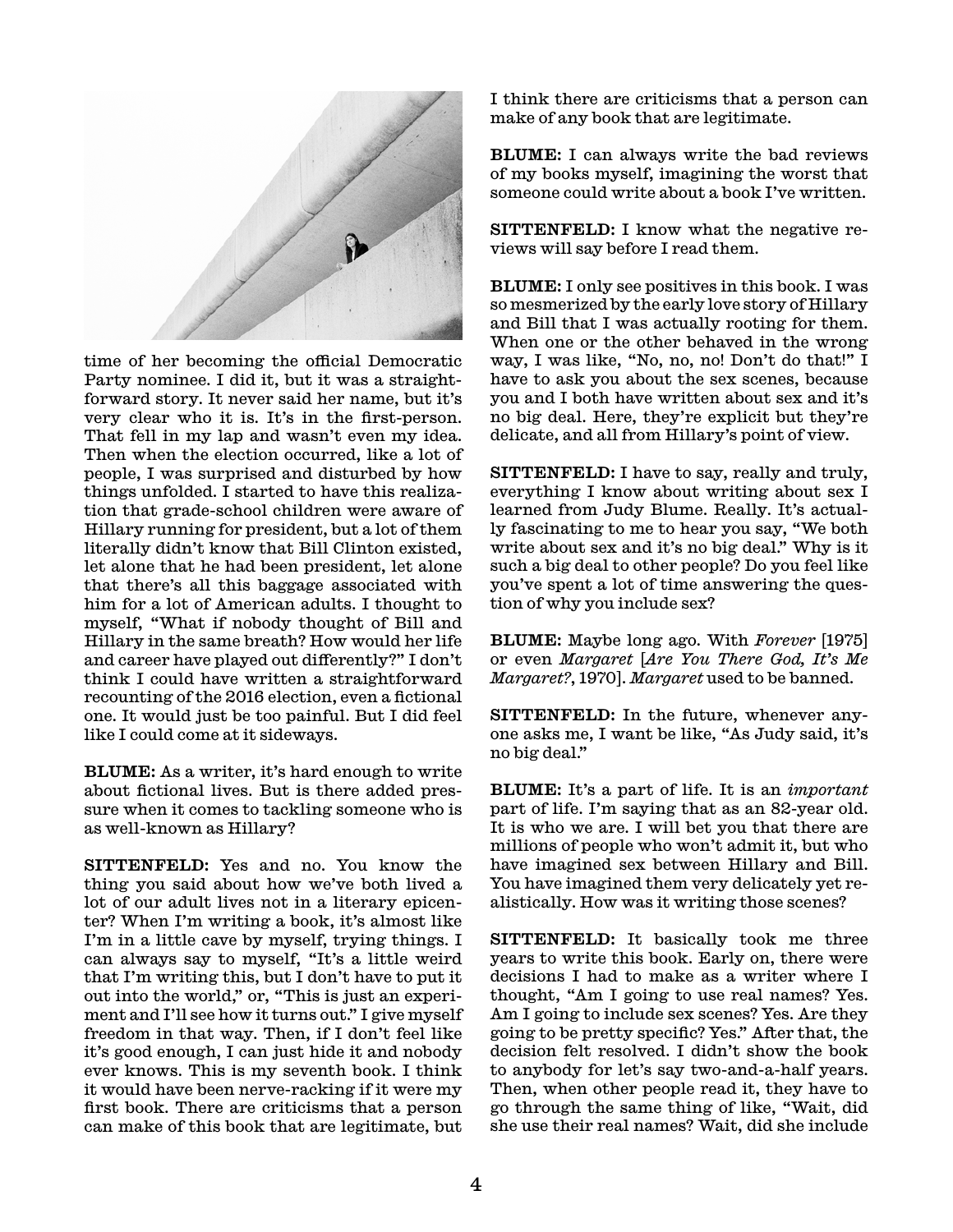time of her becoming the official Democratic Party nominee. I did it, but it was a straightforward story. It never said her name, but it's very clear who it is. It's in the first-person. That fell in my lap and wasn't even my idea. Then when the election occurred, like a lot of people, I was surprised and disturbed by how things unfolded. I started to have this realization that grade-school children were aware of Hillary running for president, but a lot of them literally didn't know that Bill Clinton existed, let alone that he had been president, let alone that there's all this baggage associated with him for a lot of American adults. I thought to myself, "What if nobody thought of Bill and Hillary in the same breath? How would her life and career have played out differently?" I don't think I could have written a straightforward recounting of the 2016 election, even a fictional one. It would just be too painful. But I did feel like I could come at it sideways.

**BLUME:** As a writer, it's hard enough to write about fictional lives. But is there added pressure when it comes to tackling someone who is as well-known as Hillary?

**SITTENFELD:** Yes and no. You know the thing you said about how we've both lived a lot of our adult lives not in a literary epicenter? When I'm writing a book, it's almost like I'm in a little cave by myself, trying things. I can always say to myself, "It's a little weird that I'm writing this, but I don't have to put it out into the world," or, "This is just an experiment and I'll see how it turns out." I give myself freedom in that way. Then, if I don't feel like it's good enough, I can just hide it and nobody ever knows. This is my seventh book. I think it would have been nerve-racking if it were my first book. There are criticisms that a person can make of this book that are legitimate, but I think there are criticisms that a person can make of any book that are legitimate.

**BLUME:** I can always write the bad reviews of my books myself, imagining the worst that someone could write about a book I've written.

**SITTENFELD:** I know what the negative reviews will say before I read them.

**BLUME:** I only see positives in this book. I was so mesmerized by the early love story of Hillary and Bill that I was actually rooting for them. When one or the other behaved in the wrong way, I was like, "No, no, no! Don't do that!" I have to ask you about the sex scenes, because you and I both have written about sex and it's no big deal. Here, they're explicit but they're delicate, and all from Hillary's point of view.

**SITTENFELD:** I have to say, really and truly, everything I know about writing about sex I learned from Judy Blume. Really. It's actually fascinating to me to hear you say, "We both write about sex and it's no big deal." Why is it such a big deal to other people? Do you feel like you've spent a lot of time answering the question of why you include sex?

**BLUME:** Maybe long ago. With *Forever* [1975] or even *Margaret* [*Are You There God, It's Me Margaret?*, 1970]. *Margaret* used to be banned.

**SITTENFELD:** In the future, whenever anyone asks me, I want be like, "As Judy said, it's no big deal."

**BLUME:** It's a part of life. It is an *important* part of life. I'm saying that as an 82-year old. It is who we are. I will bet you that there are millions of people who won't admit it, but who have imagined sex between Hillary and Bill. You have imagined them very delicately yet realistically. How was it writing those scenes?

**SITTENFELD:** It basically took me three years to write this book. Early on, there were decisions I had to make as a writer where I thought, "Am I going to use real names? Yes. Am I going to include sex scenes? Yes. Are they going to be pretty specific? Yes." After that, the decision felt resolved. I didn't show the book to anybody for let's say two-and-a-half years. Then, when other people read it, they have to go through the same thing of like, "Wait, did she use their real names? Wait, did she include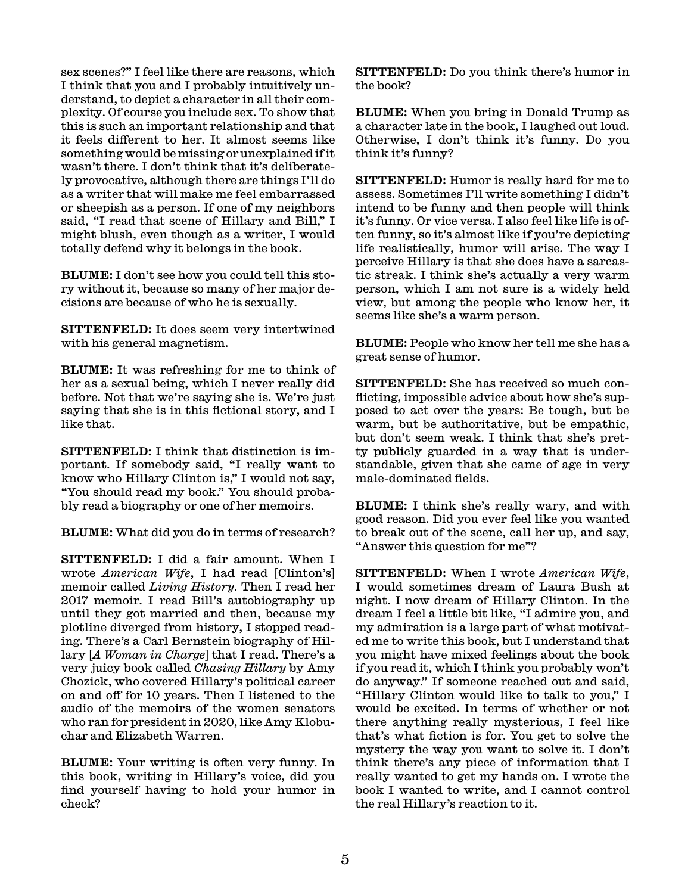sex scenes?" I feel like there are reasons, which I think that you and I probably intuitively understand, to depict a character in all their complexity. Of course you include sex. To show that this is such an important relationship and that it feels different to her. It almost seems like something would be missing or unexplained if it wasn't there. I don't think that it's deliberately provocative, although there are things I'll do as a writer that will make me feel embarrassed or sheepish as a person. If one of my neighbors said, "I read that scene of Hillary and Bill," I might blush, even though as a writer, I would totally defend why it belongs in the book.

**BLUME:** I don't see how you could tell this story without it, because so many of her major decisions are because of who he is sexually.

**SITTENFELD:** It does seem very intertwined with his general magnetism.

**BLUME:** It was refreshing for me to think of her as a sexual being, which I never really did before. Not that we're saying she is. We're just saying that she is in this fictional story, and I like that.

**SITTENFELD:** I think that distinction is important. If somebody said, "I really want to know who Hillary Clinton is," I would not say, "You should read my book." You should probably read a biography or one of her memoirs.

**BLUME:** What did you do in terms of research?

**SITTENFELD:** I did a fair amount. When I wrote *American Wife*, I had read [Clinton's] memoir called *Living History*. Then I read her 2017 memoir. I read Bill's autobiography up until they got married and then, because my plotline diverged from history, I stopped reading. There's a Carl Bernstein biography of Hillary [*A Woman in Charge*] that I read. There's a very juicy book called *Chasing Hillary* by Amy Chozick, who covered Hillary's political career on and off for 10 years. Then I listened to the audio of the memoirs of the women senators who ran for president in 2020, like Amy Klobuchar and Elizabeth Warren.

**BLUME:** Your writing is often very funny. In this book, writing in Hillary's voice, did you find yourself having to hold your humor in check?

**SITTENFELD:** Do you think there's humor in the book?

**BLUME:** When you bring in Donald Trump as a character late in the book, I laughed out loud. Otherwise, I don't think it's funny. Do you think it's funny?

**SITTENFELD:** Humor is really hard for me to assess. Sometimes I'll write something I didn't intend to be funny and then people will think it's funny. Or vice versa. I also feel like life is often funny, so it's almost like if you're depicting life realistically, humor will arise. The way I perceive Hillary is that she does have a sarcastic streak. I think she's actually a very warm person, which I am not sure is a widely held view, but among the people who know her, it seems like she's a warm person.

**BLUME:** People who know her tell me she has a great sense of humor.

**SITTENFELD:** She has received so much conflicting, impossible advice about how she's supposed to act over the years: Be tough, but be warm, but be authoritative, but be empathic, but don't seem weak. I think that she's pretty publicly guarded in a way that is understandable, given that she came of age in very male-dominated fields.

**BLUME:** I think she's really wary, and with good reason. Did you ever feel like you wanted to break out of the scene, call her up, and say, "Answer this question for me"?

**SITTENFELD:** When I wrote *American Wife*, I would sometimes dream of Laura Bush at night. I now dream of Hillary Clinton. In the dream I feel a little bit like, "I admire you, and my admiration is a large part of what motivated me to write this book, but I understand that you might have mixed feelings about the book if you read it, which I think you probably won't do anyway." If someone reached out and said, "Hillary Clinton would like to talk to you," I would be excited. In terms of whether or not there anything really mysterious, I feel like that's what fiction is for. You get to solve the mystery the way you want to solve it. I don't think there's any piece of information that I really wanted to get my hands on. I wrote the book I wanted to write, and I cannot control the real Hillary's reaction to it.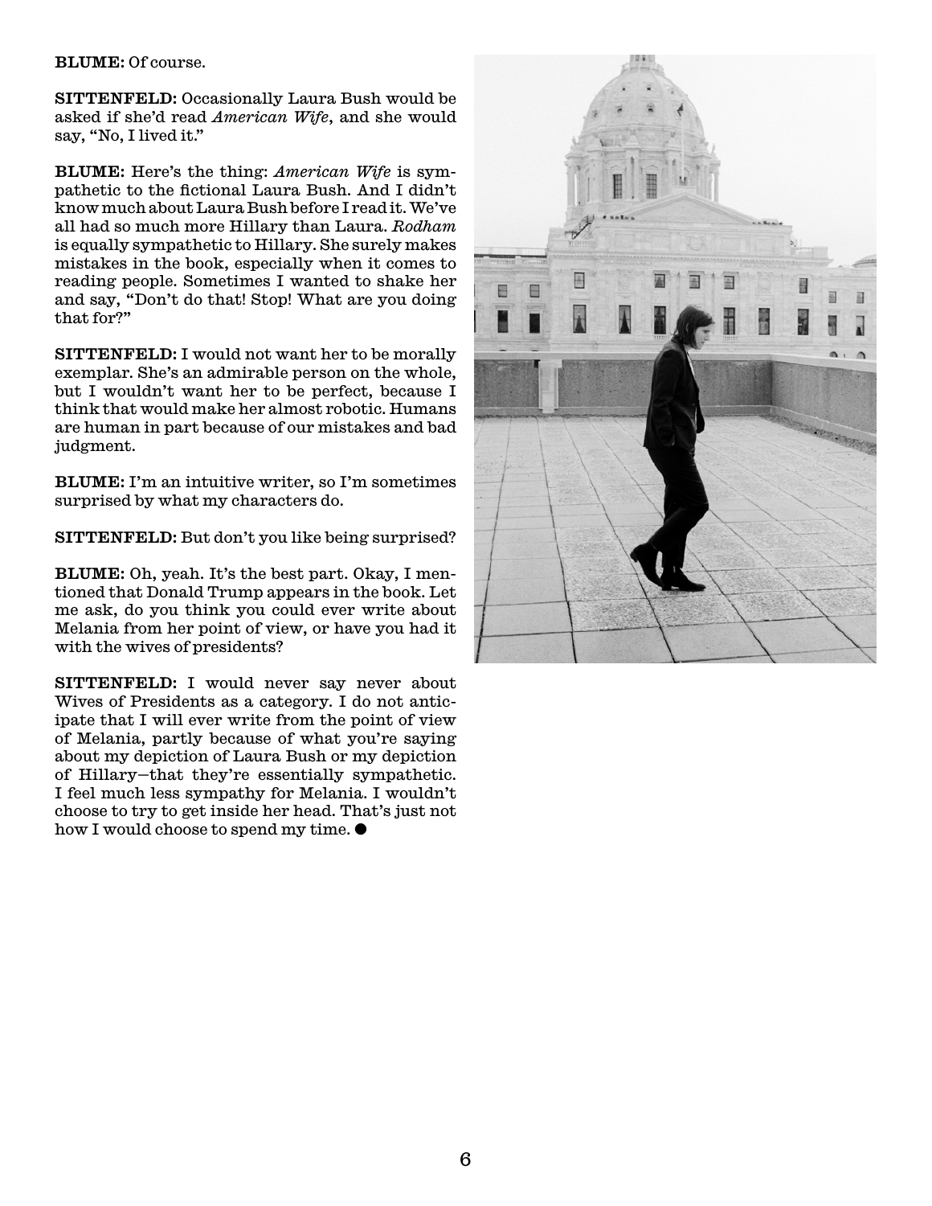**BLUME:** Of course.

**SITTENFELD:** Occasionally Laura Bush would be asked if she'd read *American Wife*, and she would say, "No, I lived it."

**BLUME:** Here's the thing: *American Wife* is sympathetic to the fictional Laura Bush. And I didn't know much about Laura Bush before I read it. We've all had so much more Hillary than Laura. *Rodham* is equally sympathetic to Hillary. She surely makes mistakes in the book, especially when it comes to reading people. Sometimes I wanted to shake her and say, "Don't do that! Stop! What are you doing that for?"

**SITTENFELD:** I would not want her to be morally exemplar. She's an admirable person on the whole, but I wouldn't want her to be perfect, because I think that would make her almost robotic. Humans are human in part because of our mistakes and bad judgment.

**BLUME:** I'm an intuitive writer, so I'm sometimes surprised by what my characters do.

**SITTENFELD:** But don't you like being surprised?

**BLUME:** Oh, yeah. It's the best part. Okay, I mentioned that Donald Trump appears in the book. Let me ask, do you think you could ever write about Melania from her point of view, or have you had it with the wives of presidents?

**SITTENFELD:** I would never say never about Wives of Presidents as a category. I do not anticipate that I will ever write from the point of view of Melania, partly because of what you're saying about my depiction of Laura Bush or my depiction of Hillary—that they're essentially sympathetic. I feel much less sympathy for Melania. I wouldn't choose to try to get inside her head. That's just not how I would choose to spend my time. ●